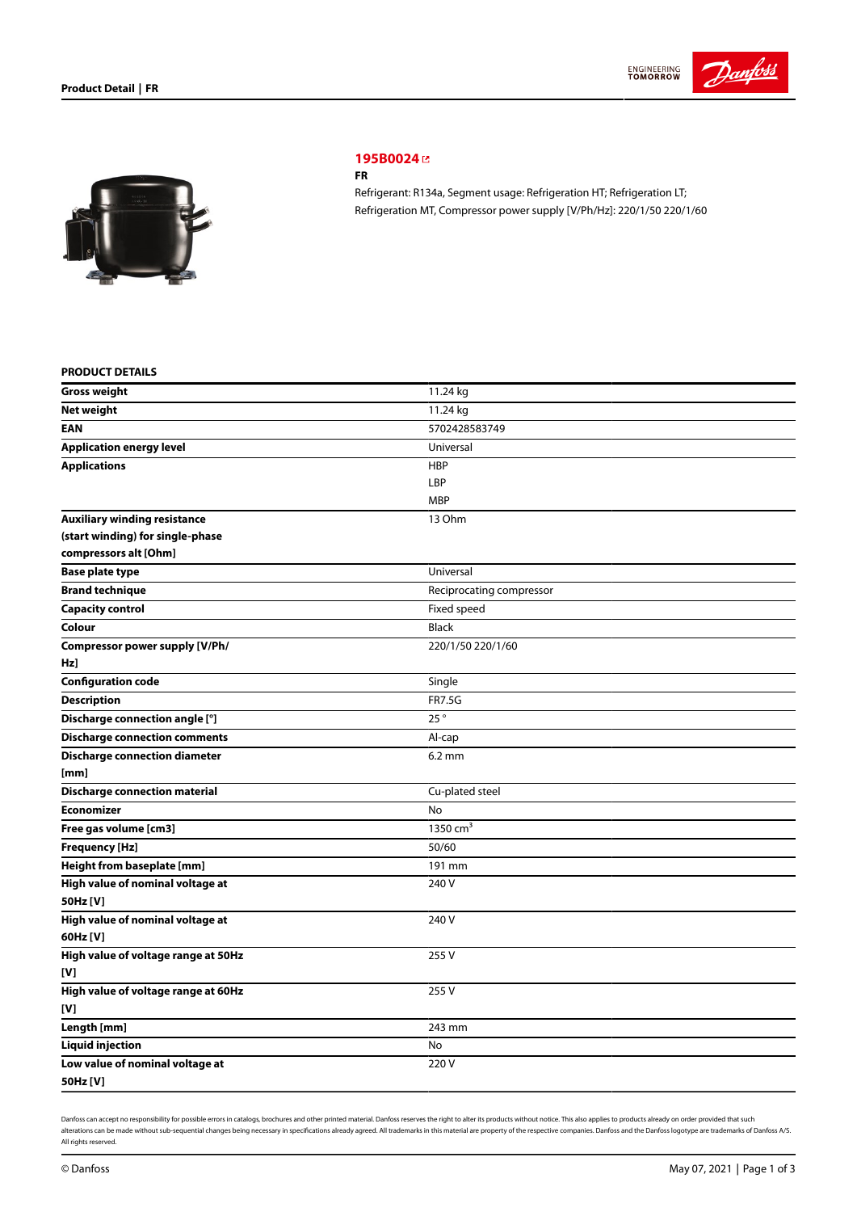## 195B0024

**FR**

Refrigerant: R134a, Segment usage: Refrigeration HT; Refrigeration LT; Refrigeration MT, Compressor power supply [V/Ph/Hz]: 220/1/50 220/1/60

### PRODUCT DETAILS

| | |
|---|---|
| **Gross weight** | 11.24 kg |
| **Net weight** | 11.24 kg |
| **EAN** | 5702428583749 |
| **Application energy level** | Universal |
| **Applications** | HBP<br>LBP<br>MBP |
| **Auxiliary winding resistance (start winding) for single-phase compressors alt [Ohm]** | 13 Ohm |
| **Base plate type** | Universal |
| **Brand technique** | Reciprocating compressor |
| **Capacity control** | Fixed speed |
| **Colour** | Black |
| **Compressor power supply [V/Ph/Hz]** | 220/1/50 220/1/60 |
| **Configuration code** | Single |
| **Description** | FR7.5G |
| **Discharge connection angle [°]** | 25 ° |
| **Discharge connection comments** | Al-cap |
| **Discharge connection diameter [mm]** | 6.2 mm |
| **Discharge connection material** | Cu-plated steel |
| **Economizer** | No |
| **Free gas volume [cm3]** | 1350 $cm^3$ |
| **Frequency [Hz]** | 50/60 |
| **Height from baseplate [mm]** | 191 mm |
| **High value of nominal voltage at 50Hz [V]** | 240 V |
| **High value of nominal voltage at 60Hz [V]** | 240 V |
| **High value of voltage range at 50Hz [V]** | 255 V |
| **High value of voltage range at 60Hz [V]** | 255 V |
| **Length [mm]** | 243 mm |
| **Liquid injection** | No |
| **Low value of nominal voltage at 50Hz [V]** | 220 V |

Danfoss can accept no responsibility for possible errors in catalogs, brochures and other printed material. Danfoss reserves the right to alter its products without notice. This also applies to products already on order provided that such alterations can be made without sub-sequential changes being necessary in specifications already agreed. All trademarks in this material are property of the respective companies. Danfoss and the Danfoss logotype are trademarks of Danfoss A/S. All rights reserved.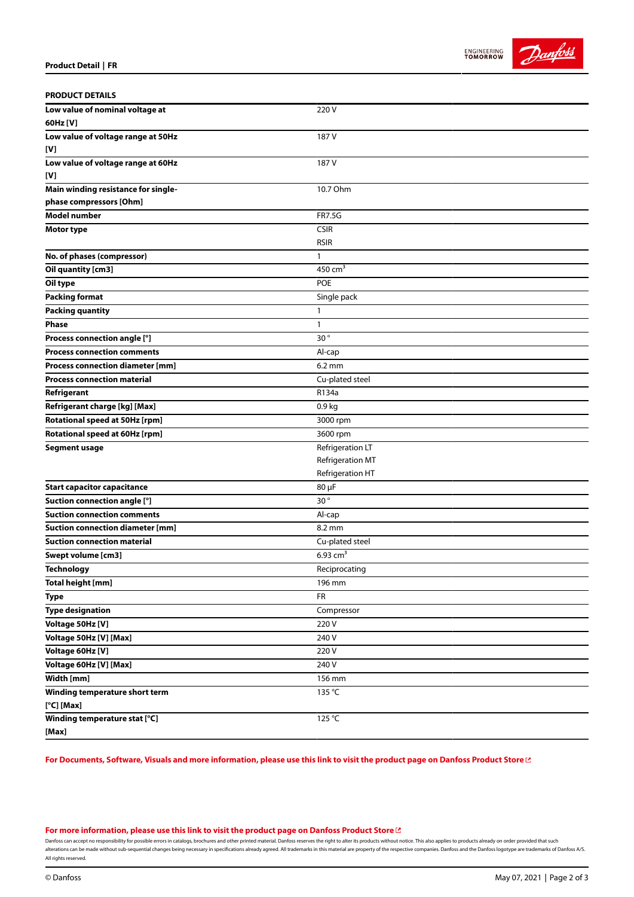## PRODUCT DETAILS

| | |
|---|---|
| **Low value of nominal voltage at 60Hz [V]** | 220 V |
| **Low value of voltage range at 50Hz [V]** | 187 V |
| **Low value of voltage range at 60Hz [V]** | 187 V |
| **Main winding resistance for single-phase compressors [Ohm]** | 10.7 Ohm |
| **Model number** | FR7.5G |
| **Motor type** | CSIR<br>RSIR |
| **No. of phases (compressor)** | 1 |
| **Oil quantity [cm3]** | 450 $cm^3$ |
| **Oil type** | POE |
| **Packing format** | Single pack |
| **Packing quantity** | 1 |
| **Phase** | 1 |
| **Process connection angle [°]** | 30 ° |
| **Process connection comments** | Al-cap |
| **Process connection diameter [mm]** | 6.2 mm |
| **Process connection material** | Cu-plated steel |
| **Refrigerant** | R134a |
| **Refrigerant charge [kg] [Max]** | 0.9 kg |
| **Rotational speed at 50Hz [rpm]** | 3000 rpm |
| **Rotational speed at 60Hz [rpm]** | 3600 rpm |
| **Segment usage** | Refrigeration LT<br>Refrigeration MT<br>Refrigeration HT |
| **Start capacitor capacitance** | 80 µF |
| **Suction connection angle [°]** | 30 ° |
| **Suction connection comments** | Al-cap |
| **Suction connection diameter [mm]** | 8.2 mm |
| **Suction connection material** | Cu-plated steel |
| **Swept volume [cm3]** | 6.93 $cm^3$ |
| **Technology** | Reciprocating |
| **Total height [mm]** | 196 mm |
| **Type** | FR |
| **Type designation** | Compressor |
| **Voltage 50Hz [V]** | 220 V |
| **Voltage 50Hz [V] [Max]** | 240 V |
| **Voltage 60Hz [V]** | 220 V |
| **Voltage 60Hz [V] [Max]** | 240 V |
| **Width [mm]** | 156 mm |
| **Winding temperature short term [°C] [Max]** | 135 °C |
| **Winding temperature stat [°C] [Max]** | 125 °C |

**For Documents, Software, Visuals and more information, please use this link to visit the product page on Danfoss Product Store**

**For more information, please use this link to visit the product page on Danfoss Product Store**

Danfoss can accept no responsibility for possible errors in catalogs, brochures and other printed material. Danfoss reserves the right to alter its products without notice. This also applies to products already on order provided that such alterations can be made without sub-sequential changes being necessary in specifications already agreed. All trademarks in this material are property of the respective companies. Danfoss and the Danfoss logotype are trademarks of Danfoss A/S. All rights reserved.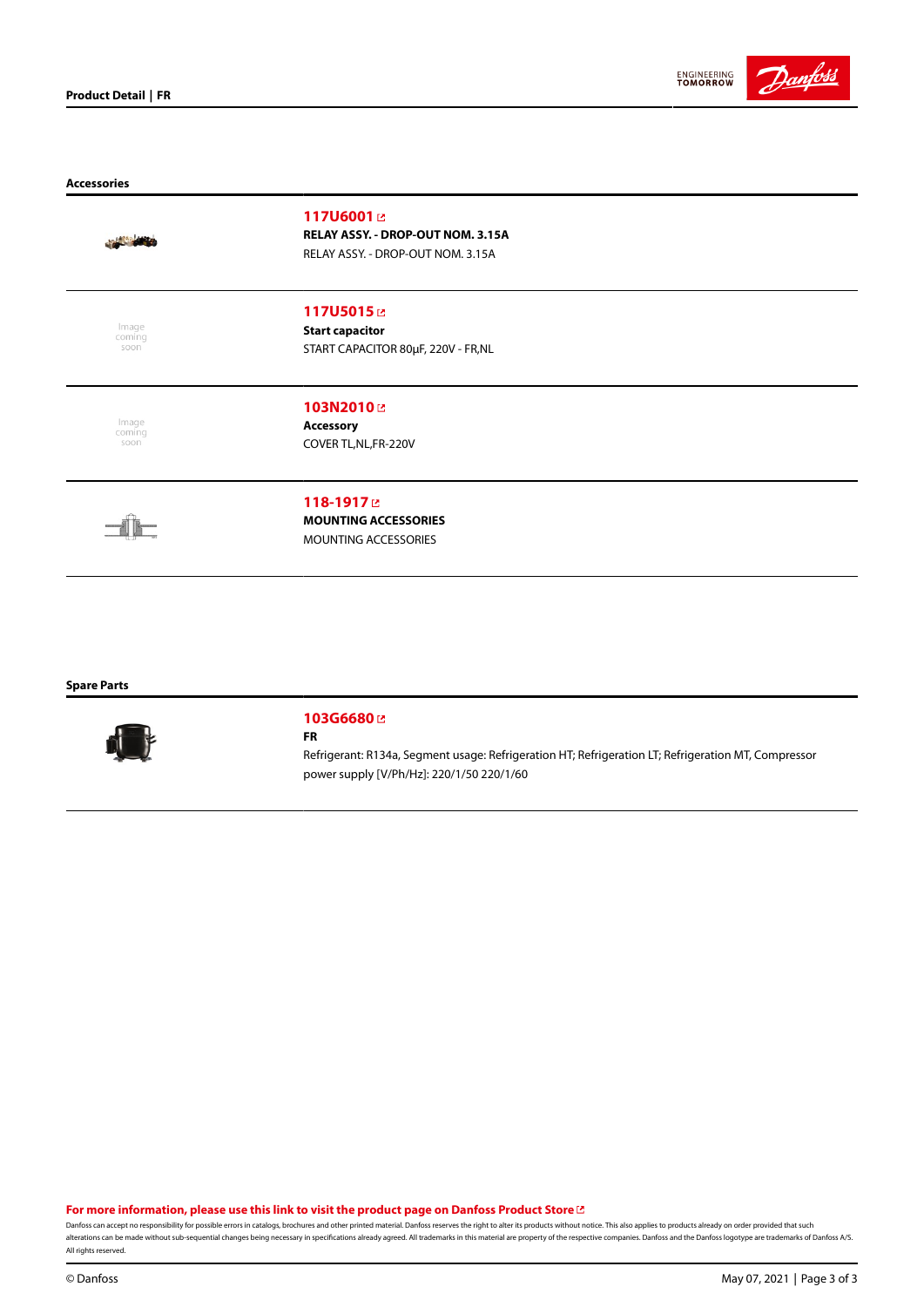## Accessories

| | |
|---|---|
| | **117U6001**<br>**RELAY ASSY. - DROP-OUT NOM. 3.15A**<br>RELAY ASSY. - DROP-OUT NOM. 3.15A |
| Image coming soon | **117U5015**<br>**Start capacitor**<br>START CAPACITOR 80µF, 220V - FR,NL |
| Image coming soon | **103N2010**<br>**Accessory**<br>COVER TL,NL,FR-220V |
| | **118-1917**<br>**MOUNTING ACCESSORIES**<br>MOUNTING ACCESSORIES |

## Spare Parts

| | |
|---|---|
| | **103G6680**<br>**FR**<br>Refrigerant: R134a, Segment usage: Refrigeration HT; Refrigeration LT; Refrigeration MT, Compressor power supply [V/Ph/Hz]: 220/1/50 220/1/60 |

**For more information, please use this link to visit the product page on Danfoss Product Store**

Danfoss can accept no responsibility for possible errors in catalogs, brochures and other printed material. Danfoss reserves the right to alter its products without notice. This also applies to products already on order provided that such alterations can be made without sub-sequential changes being necessary in specifications already agreed. All trademarks in this material are property of the respective companies. Danfoss and the Danfoss logotype are trademarks of Danfoss A/S. All rights reserved.